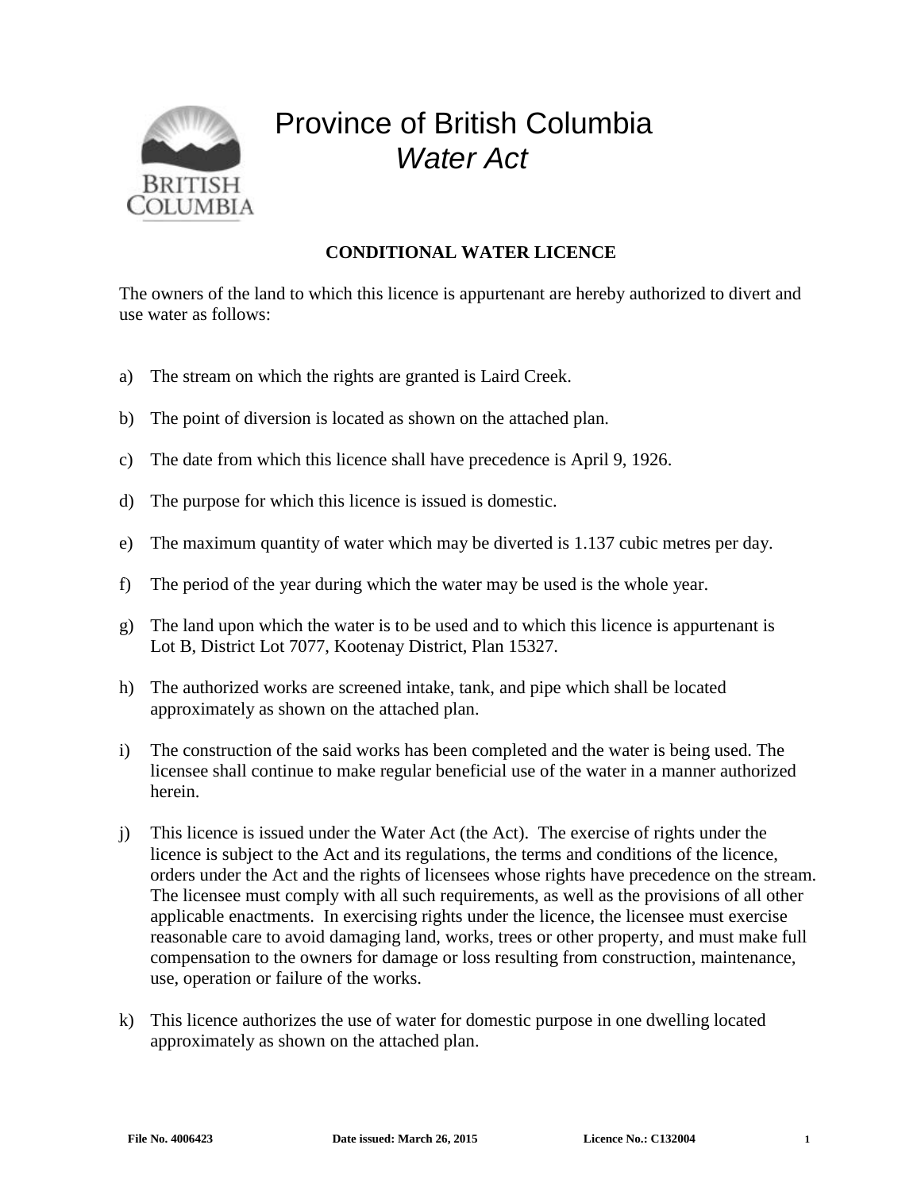# Province of British Columbia
## *Water Act*

**CONDITIONAL WATER LICENCE**

The owners of the land to which this licence is appurtenant are hereby authorized to divert and use water as follows:

a) The stream on which the rights are granted is Laird Creek.

b) The point of diversion is located as shown on the attached plan.

c) The date from which this licence shall have precedence is April 9, 1926.

d) The purpose for which this licence is issued is domestic.

e) The maximum quantity of water which may be diverted is 1.137 cubic metres per day.

f) The period of the year during which the water may be used is the whole year.

g) The land upon which the water is to be used and to which this licence is appurtenant is Lot B, District Lot 7077, Kootenay District, Plan 15327.

h) The authorized works are screened intake, tank, and pipe which shall be located approximately as shown on the attached plan.

i) The construction of the said works has been completed and the water is being used. The licensee shall continue to make regular beneficial use of the water in a manner authorized herein.

j) This licence is issued under the Water Act (the Act). The exercise of rights under the licence is subject to the Act and its regulations, the terms and conditions of the licence, orders under the Act and the rights of licensees whose rights have precedence on the stream. The licensee must comply with all such requirements, as well as the provisions of all other applicable enactments. In exercising rights under the licence, the licensee must exercise reasonable care to avoid damaging land, works, trees or other property, and must make full compensation to the owners for damage or loss resulting from construction, maintenance, use, operation or failure of the works.

k) This licence authorizes the use of water for domestic purpose in one dwelling located approximately as shown on the attached plan.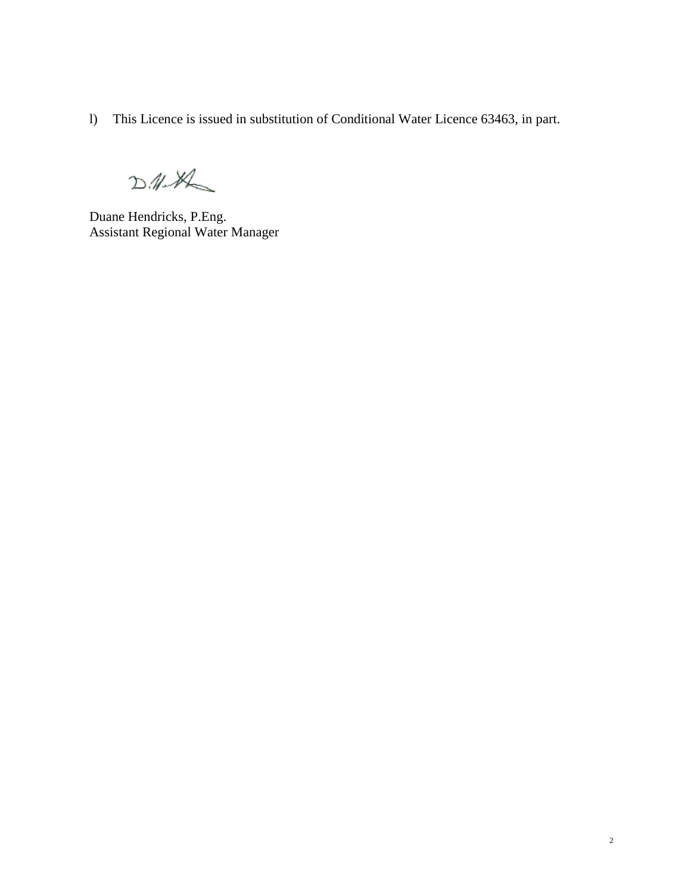l) This Licence is issued in substitution of Conditional Water Licence 63463, in part.

Duane Hendricks, P.Eng.
Assistant Regional Water Manager